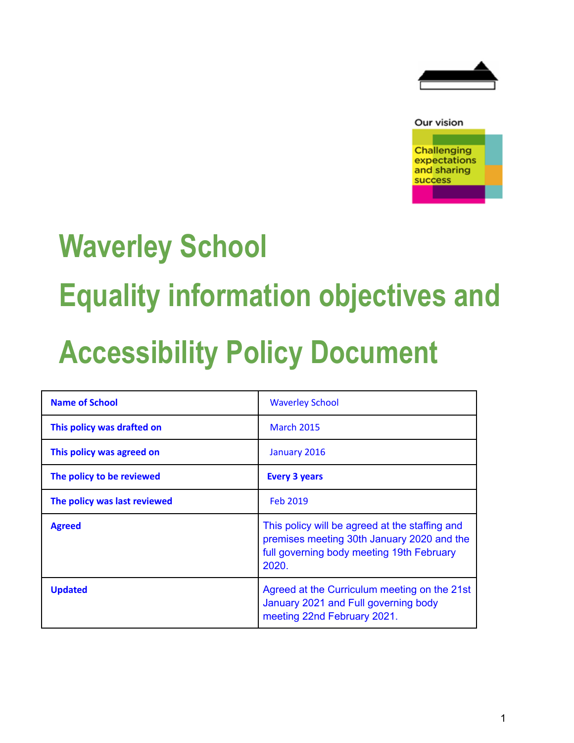Our vision

Challenging expectations and sharing success

# Waverley School

# Equality information objectives and Accessibility Policy Document

| Name of School | Waverley School |
|---|---|
| This policy was drafted on | March 2015 |
| This policy was agreed on | January 2016 |
| The policy to be reviewed | **Every 3 years** |
| The policy was last reviewed | Feb 2019 |
| Agreed | This policy will be agreed at the staffing and premises meeting 30th January 2020 and the full governing body meeting 19th February 2020. |
| Updated | Agreed at the Curriculum meeting on the 21st January 2021 and Full governing body meeting 22nd February 2021. |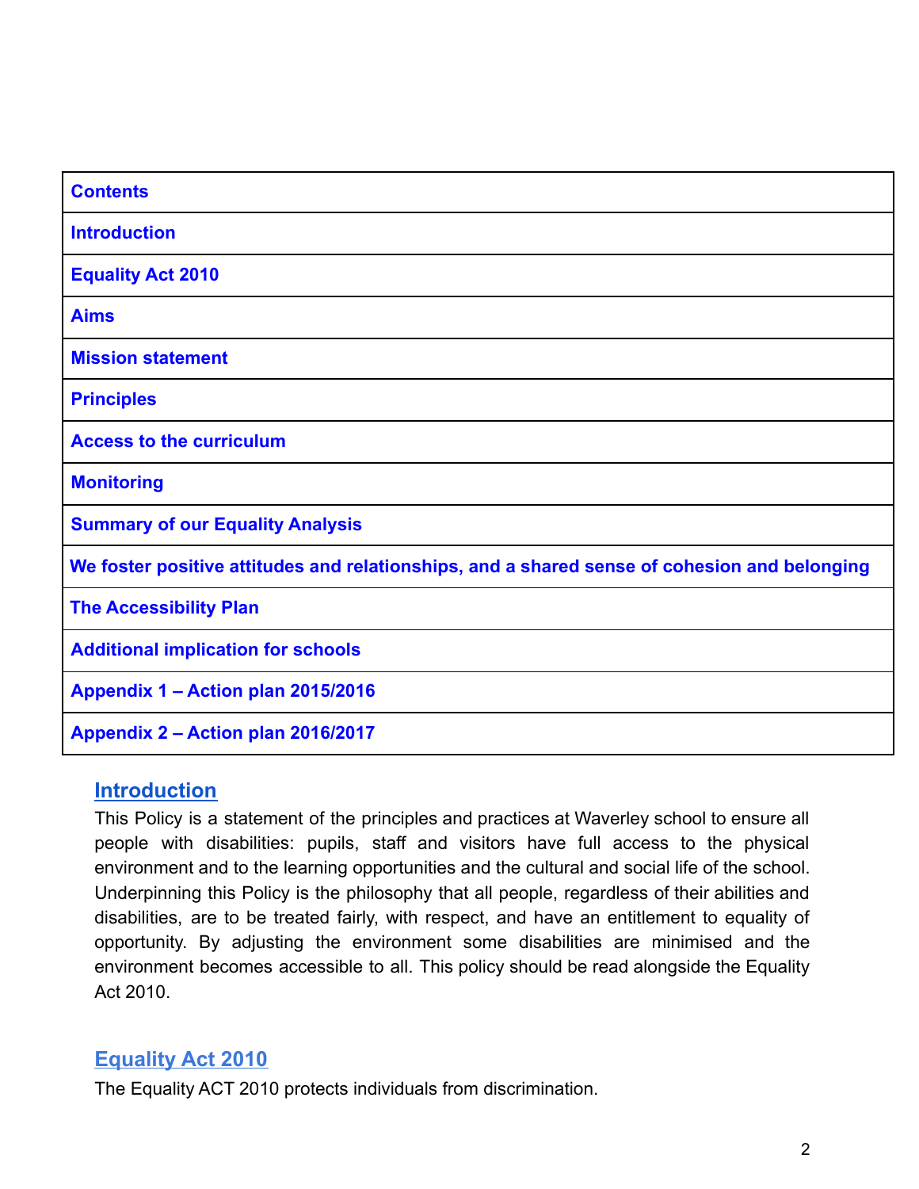| Contents |
| --- |
| Introduction |
| Equality Act 2010 |
| Aims |
| Mission statement |
| Principles |
| Access to the curriculum |
| Monitoring |
| Summary of our Equality Analysis |
| We foster positive attitudes and relationships, and a shared sense of cohesion and belonging |
| The Accessibility Plan |
| Additional implication for schools |
| Appendix 1 – Action plan 2015/2016 |
| Appendix 2 – Action plan 2016/2017 |

## Introduction

This Policy is a statement of the principles and practices at Waverley school to ensure all people with disabilities: pupils, staff and visitors have full access to the physical environment and to the learning opportunities and the cultural and social life of the school. Underpinning this Policy is the philosophy that all people, regardless of their abilities and disabilities, are to be treated fairly, with respect, and have an entitlement to equality of opportunity. By adjusting the environment some disabilities are minimised and the environment becomes accessible to all. This policy should be read alongside the Equality Act 2010.

## Equality Act 2010

The Equality ACT 2010 protects individuals from discrimination.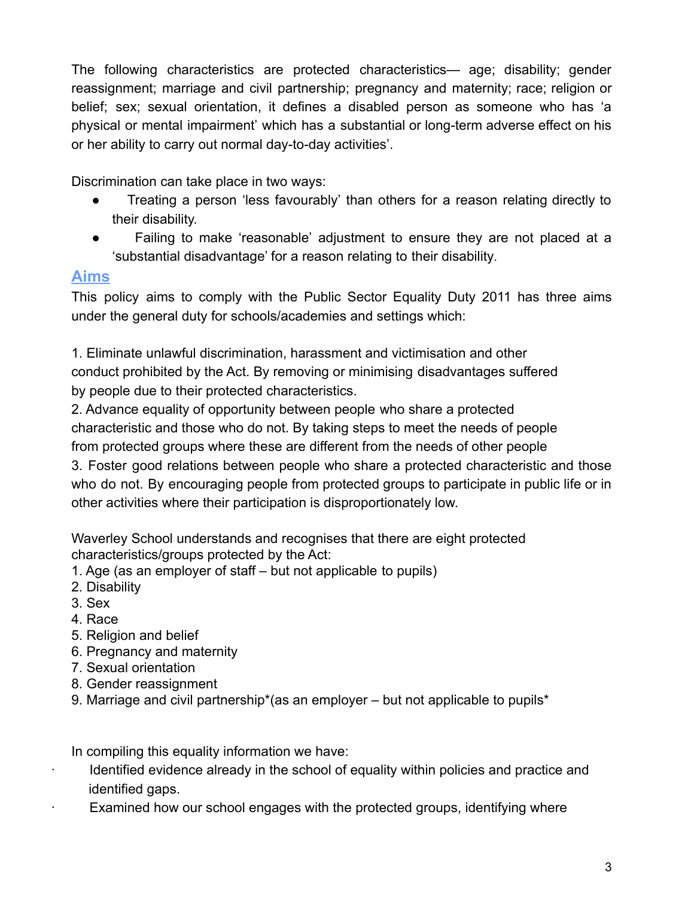The following characteristics are protected characteristics— age; disability; gender reassignment; marriage and civil partnership; pregnancy and maternity; race; religion or belief; sex; sexual orientation, it defines a disabled person as someone who has 'a physical or mental impairment' which has a substantial or long-term adverse effect on his or her ability to carry out normal day-to-day activities'.

Discrimination can take place in two ways:

- Treating a person 'less favourably' than others for a reason relating directly to their disability.
- Failing to make 'reasonable' adjustment to ensure they are not placed at a 'substantial disadvantage' for a reason relating to their disability.

## Aims

This policy aims to comply with the Public Sector Equality Duty 2011 has three aims under the general duty for schools/academies and settings which:

1. Eliminate unlawful discrimination, harassment and victimisation and other conduct prohibited by the Act. By removing or minimising disadvantages suffered by people due to their protected characteristics.
2. Advance equality of opportunity between people who share a protected characteristic and those who do not. By taking steps to meet the needs of people from protected groups where these are different from the needs of other people
3. Foster good relations between people who share a protected characteristic and those who do not. By encouraging people from protected groups to participate in public life or in other activities where their participation is disproportionately low.

Waverley School understands and recognises that there are eight protected characteristics/groups protected by the Act:

1. Age (as an employer of staff – but not applicable to pupils)
2. Disability
3. Sex
4. Race
5. Religion and belief
6. Pregnancy and maternity
7. Sexual orientation
8. Gender reassignment
9. Marriage and civil partnership*(as an employer – but not applicable to pupils*

In compiling this equality information we have:

- Identified evidence already in the school of equality within policies and practice and identified gaps.
- Examined how our school engages with the protected groups, identifying where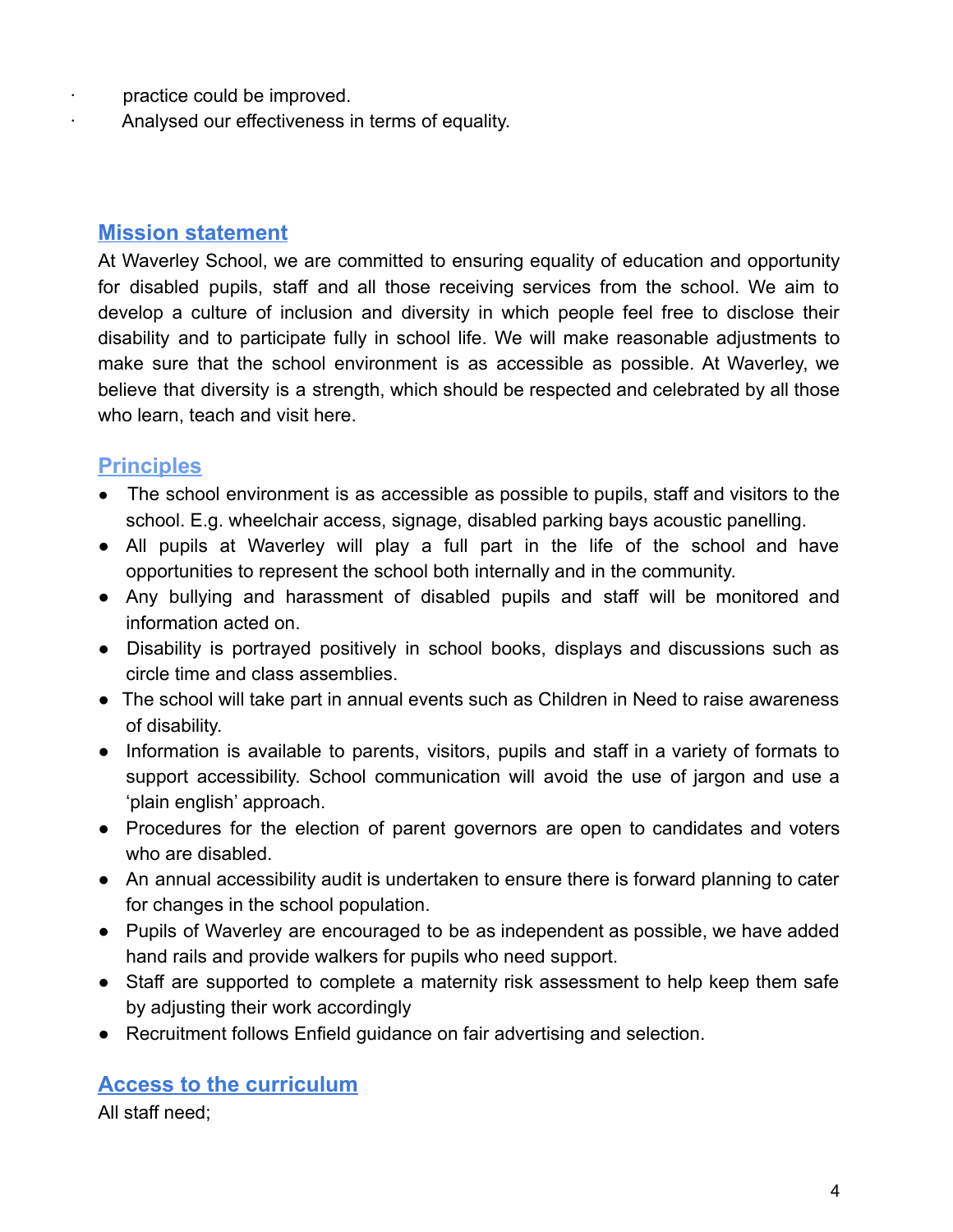- practice could be improved.
- Analysed our effectiveness in terms of equality.

## Mission statement

At Waverley School, we are committed to ensuring equality of education and opportunity for disabled pupils, staff and all those receiving services from the school. We aim to develop a culture of inclusion and diversity in which people feel free to disclose their disability and to participate fully in school life. We will make reasonable adjustments to make sure that the school environment is as accessible as possible. At Waverley, we believe that diversity is a strength, which should be respected and celebrated by all those who learn, teach and visit here.

## Principles

- The school environment is as accessible as possible to pupils, staff and visitors to the school. E.g. wheelchair access, signage, disabled parking bays acoustic panelling.
- All pupils at Waverley will play a full part in the life of the school and have opportunities to represent the school both internally and in the community.
- Any bullying and harassment of disabled pupils and staff will be monitored and information acted on.
- Disability is portrayed positively in school books, displays and discussions such as circle time and class assemblies.
- The school will take part in annual events such as Children in Need to raise awareness of disability.
- Information is available to parents, visitors, pupils and staff in a variety of formats to support accessibility. School communication will avoid the use of jargon and use a 'plain english' approach.
- Procedures for the election of parent governors are open to candidates and voters who are disabled.
- An annual accessibility audit is undertaken to ensure there is forward planning to cater for changes in the school population.
- Pupils of Waverley are encouraged to be as independent as possible, we have added hand rails and provide walkers for pupils who need support.
- Staff are supported to complete a maternity risk assessment to help keep them safe by adjusting their work accordingly
- Recruitment follows Enfield guidance on fair advertising and selection.

## Access to the curriculum

All staff need;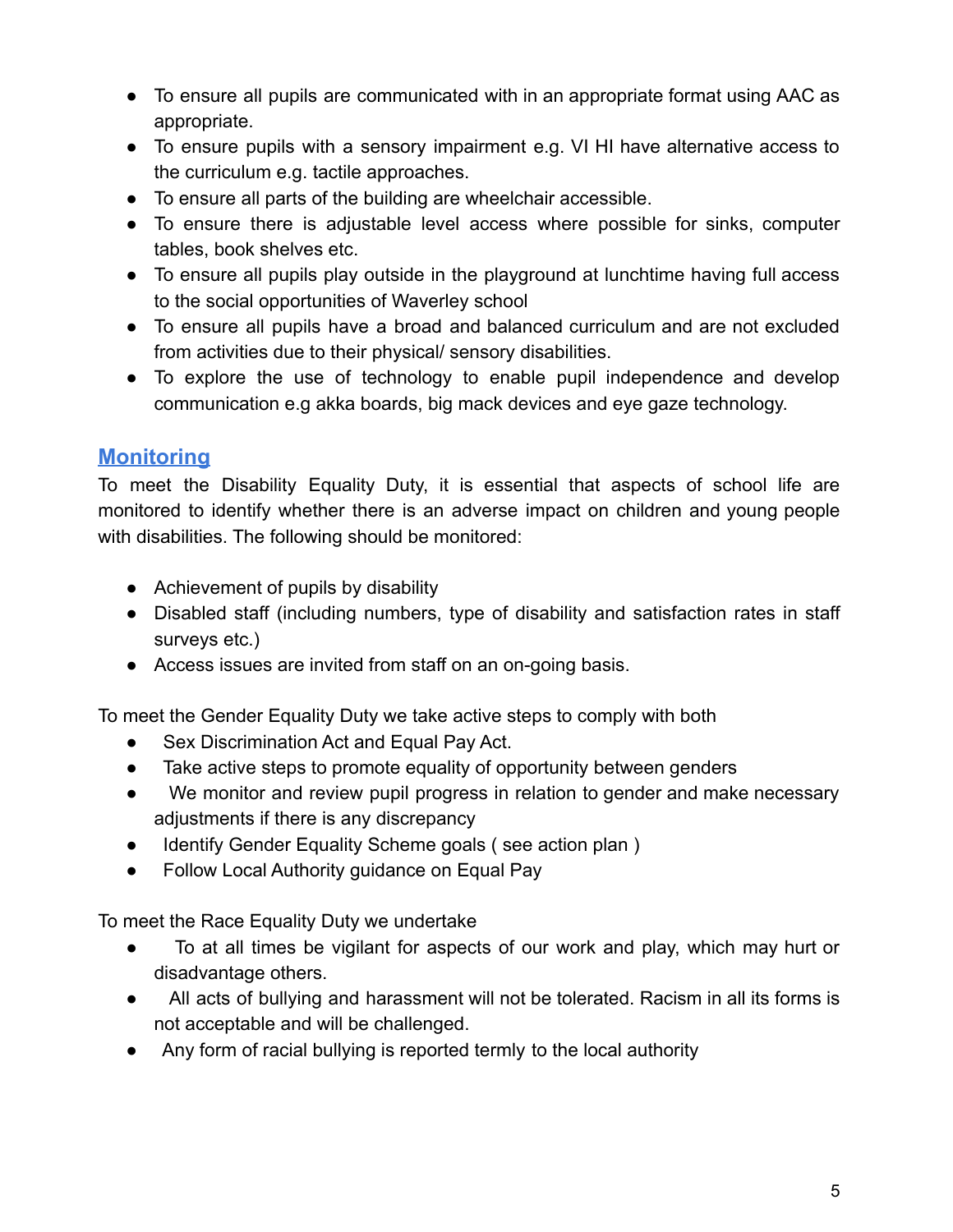- To ensure all pupils are communicated with in an appropriate format using AAC as appropriate.
- To ensure pupils with a sensory impairment e.g. VI HI have alternative access to the curriculum e.g. tactile approaches.
- To ensure all parts of the building are wheelchair accessible.
- To ensure there is adjustable level access where possible for sinks, computer tables, book shelves etc.
- To ensure all pupils play outside in the playground at lunchtime having full access to the social opportunities of Waverley school
- To ensure all pupils have a broad and balanced curriculum and are not excluded from activities due to their physical/ sensory disabilities.
- To explore the use of technology to enable pupil independence and develop communication e.g akka boards, big mack devices and eye gaze technology.

## Monitoring

To meet the Disability Equality Duty, it is essential that aspects of school life are monitored to identify whether there is an adverse impact on children and young people with disabilities. The following should be monitored:

- Achievement of pupils by disability
- Disabled staff (including numbers, type of disability and satisfaction rates in staff surveys etc.)
- Access issues are invited from staff on an on-going basis.

To meet the Gender Equality Duty we take active steps to comply with both

- Sex Discrimination Act and Equal Pay Act.
- Take active steps to promote equality of opportunity between genders
- We monitor and review pupil progress in relation to gender and make necessary adjustments if there is any discrepancy
- Identify Gender Equality Scheme goals ( see action plan )
- Follow Local Authority guidance on Equal Pay

To meet the Race Equality Duty we undertake

- To at all times be vigilant for aspects of our work and play, which may hurt or disadvantage others.
- All acts of bullying and harassment will not be tolerated. Racism in all its forms is not acceptable and will be challenged.
- Any form of racial bullying is reported termly to the local authority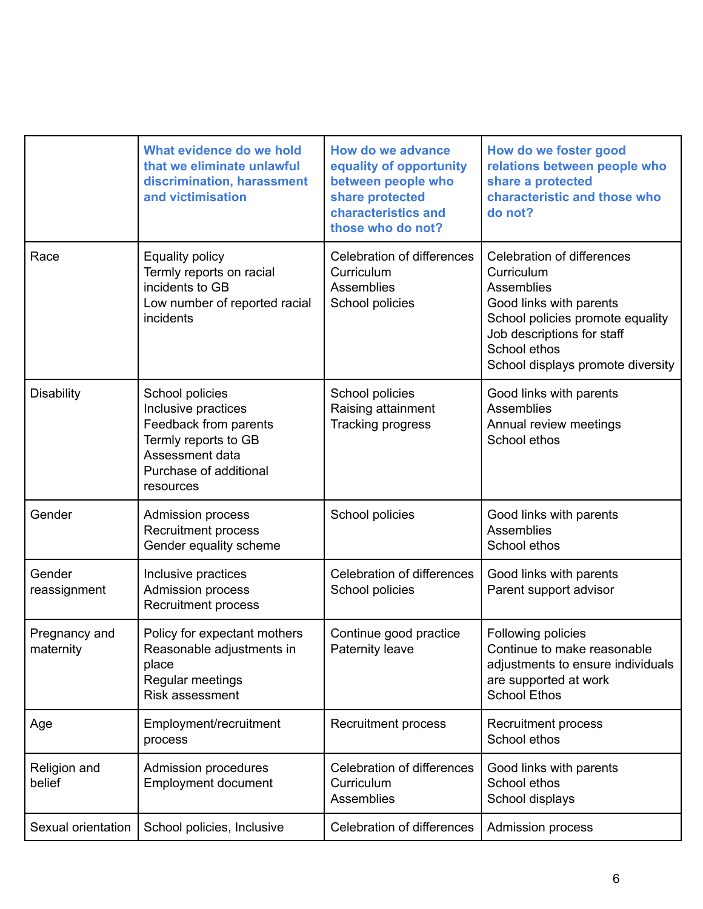| | What evidence do we hold that we eliminate unlawful discrimination, harassment and victimisation | How do we advance equality of opportunity between people who share protected characteristics and those who do not? | How do we foster good relations between people who share a protected characteristic and those who do not? |
|---|---|---|---|
| Race | Equality policy<br>Termly reports on racial incidents to GB<br>Low number of reported racial incidents | Celebration of differences<br>Curriculum<br>Assemblies<br>School policies | Celebration of differences<br>Curriculum<br>Assemblies<br>Good links with parents<br>School policies promote equality<br>Job descriptions for staff<br>School ethos<br>School displays promote diversity |
| Disability | School policies<br>Inclusive practices<br>Feedback from parents<br>Termly reports to GB<br>Assessment data<br>Purchase of additional resources | School policies<br>Raising attainment<br>Tracking progress | Good links with parents<br>Assemblies<br>Annual review meetings<br>School ethos |
| Gender | Admission process<br>Recruitment process<br>Gender equality scheme | School policies | Good links with parents<br>Assemblies<br>School ethos |
| Gender reassignment | Inclusive practices<br>Admission process<br>Recruitment process | Celebration of differences<br>School policies | Good links with parents<br>Parent support advisor |
| Pregnancy and maternity | Policy for expectant mothers<br>Reasonable adjustments in place<br>Regular meetings<br>Risk assessment | Continue good practice<br>Paternity leave | Following policies<br>Continue to make reasonable adjustments to ensure individuals are supported at work<br>School Ethos |
| Age | Employment/recruitment process | Recruitment process | Recruitment process<br>School ethos |
| Religion and belief | Admission procedures<br>Employment document | Celebration of differences<br>Curriculum<br>Assemblies | Good links with parents<br>School ethos<br>School displays |
| Sexual orientation | School policies, Inclusive | Celebration of differences | Admission process |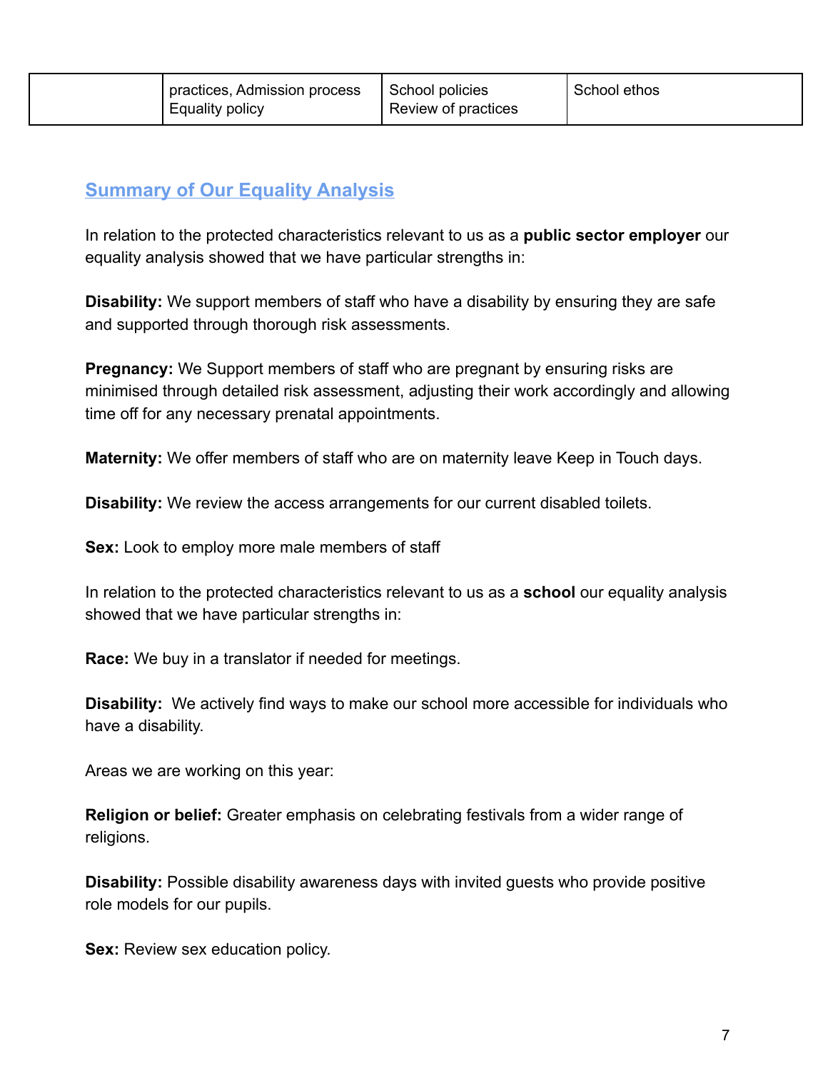|  | practices, Admission process<br>Equality policy | School policies<br>Review of practices | School ethos |
|---|---|---|---|

## Summary of Our Equality Analysis

In relation to the protected characteristics relevant to us as a **public sector employer** our equality analysis showed that we have particular strengths in:

**Disability:** We support members of staff who have a disability by ensuring they are safe and supported through thorough risk assessments.

**Pregnancy:** We Support members of staff who are pregnant by ensuring risks are minimised through detailed risk assessment, adjusting their work accordingly and allowing time off for any necessary prenatal appointments.

**Maternity:** We offer members of staff who are on maternity leave Keep in Touch days.

**Disability:** We review the access arrangements for our current disabled toilets.

**Sex:** Look to employ more male members of staff

In relation to the protected characteristics relevant to us as a **school** our equality analysis showed that we have particular strengths in:

**Race:** We buy in a translator if needed for meetings.

**Disability:** We actively find ways to make our school more accessible for individuals who have a disability.

Areas we are working on this year:

**Religion or belief:** Greater emphasis on celebrating festivals from a wider range of religions.

**Disability:** Possible disability awareness days with invited guests who provide positive role models for our pupils.

**Sex:** Review sex education policy.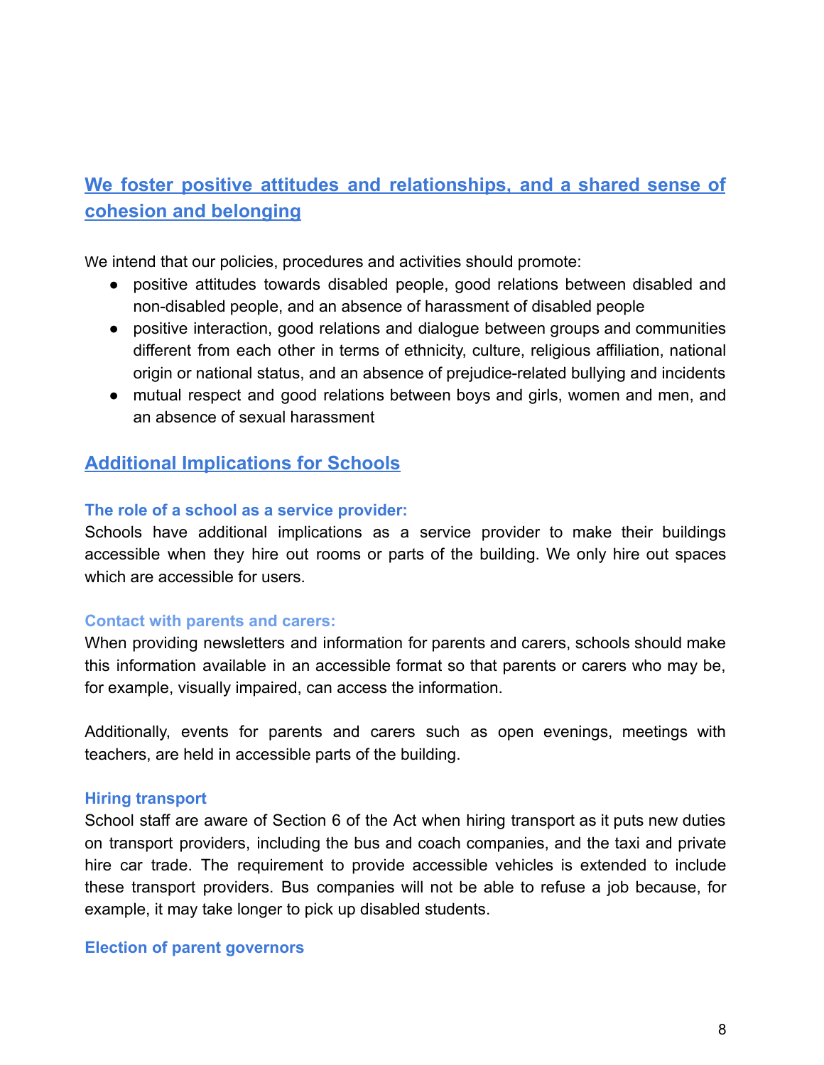## We foster positive attitudes and relationships, and a shared sense of cohesion and belonging

We intend that our policies, procedures and activities should promote:

- positive attitudes towards disabled people, good relations between disabled and non-disabled people, and an absence of harassment of disabled people
- positive interaction, good relations and dialogue between groups and communities different from each other in terms of ethnicity, culture, religious affiliation, national origin or national status, and an absence of prejudice-related bullying and incidents
- mutual respect and good relations between boys and girls, women and men, and an absence of sexual harassment

## Additional Implications for Schools

### The role of a school as a service provider:

Schools have additional implications as a service provider to make their buildings accessible when they hire out rooms or parts of the building. We only hire out spaces which are accessible for users.

### Contact with parents and carers:

When providing newsletters and information for parents and carers, schools should make this information available in an accessible format so that parents or carers who may be, for example, visually impaired, can access the information.

Additionally, events for parents and carers such as open evenings, meetings with teachers, are held in accessible parts of the building.

### Hiring transport

School staff are aware of Section 6 of the Act when hiring transport as it puts new duties on transport providers, including the bus and coach companies, and the taxi and private hire car trade. The requirement to provide accessible vehicles is extended to include these transport providers. Bus companies will not be able to refuse a job because, for example, it may take longer to pick up disabled students.

### Election of parent governors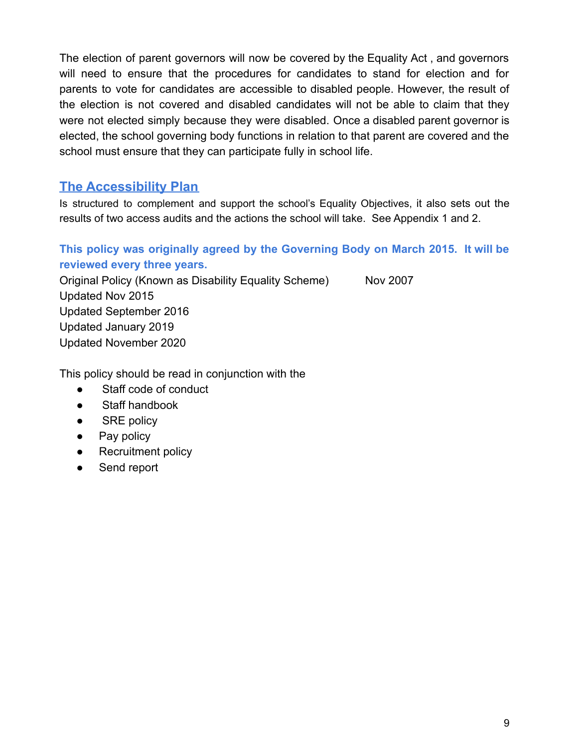The election of parent governors will now be covered by the Equality Act , and governors will need to ensure that the procedures for candidates to stand for election and for parents to vote for candidates are accessible to disabled people. However, the result of the election is not covered and disabled candidates will not be able to claim that they were not elected simply because they were disabled. Once a disabled parent governor is elected, the school governing body functions in relation to that parent are covered and the school must ensure that they can participate fully in school life.

## The Accessibility Plan

Is structured to complement and support the school's Equality Objectives, it also sets out the results of two access audits and the actions the school will take. See Appendix 1 and 2.

**This policy was originally agreed by the Governing Body on March 2015. It will be reviewed every three years.**

Original Policy (Known as Disability Equality Scheme) Nov 2007
Updated Nov 2015
Updated September 2016
Updated January 2019
Updated November 2020

This policy should be read in conjunction with the

- Staff code of conduct
- Staff handbook
- SRE policy
- Pay policy
- Recruitment policy
- Send report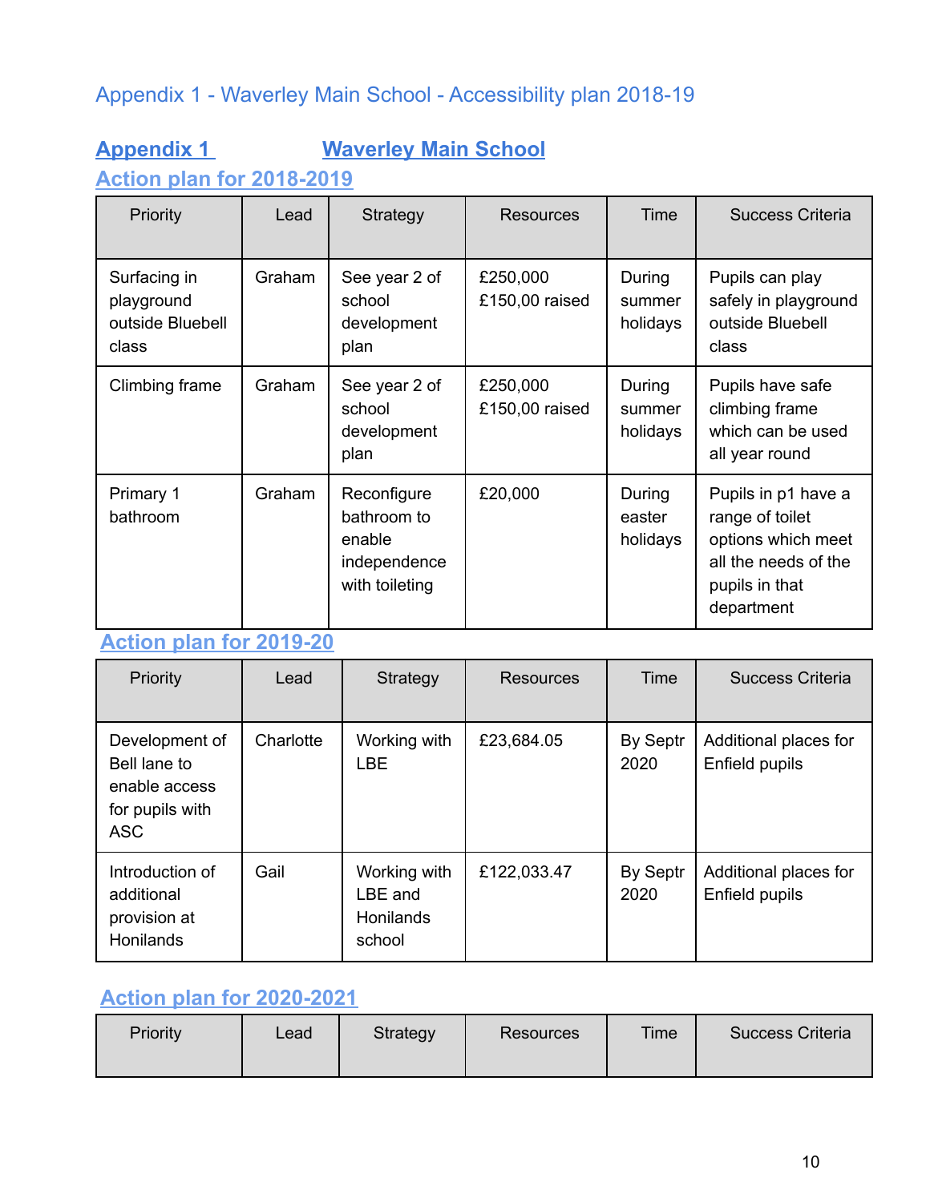## Appendix 1 - Waverley Main School - Accessibility plan 2018-19

**Appendix 1 Waverley Main School**

**Action plan for 2018-2019**

| Priority | Lead | Strategy | Resources | Time | Success Criteria |
|---|---|---|---|---|---|
| Surfacing in playground outside Bluebell class | Graham | See year 2 of school development plan | £250,000 £150,00 raised | During summer holidays | Pupils can play safely in playground outside Bluebell class |
| Climbing frame | Graham | See year 2 of school development plan | £250,000 £150,00 raised | During summer holidays | Pupils have safe climbing frame which can be used all year round |
| Primary 1 bathroom | Graham | Reconfigure bathroom to enable independence with toileting | £20,000 | During easter holidays | Pupils in p1 have a range of toilet options which meet all the needs of the pupils in that department |

**Action plan for 2019-20**

| Priority | Lead | Strategy | Resources | Time | Success Criteria |
|---|---|---|---|---|---|
| Development of Bell lane to enable access for pupils with ASC | Charlotte | Working with LBE | £23,684.05 | By Septr 2020 | Additional places for Enfield pupils |
| Introduction of additional provision at Honilands | Gail | Working with LBE and Honilands school | £122,033.47 | By Septr 2020 | Additional places for Enfield pupils |

**Action plan for 2020-2021**

| Priority | Lead | Strategy | Resources | Time | Success Criteria |
|---|---|---|---|---|---|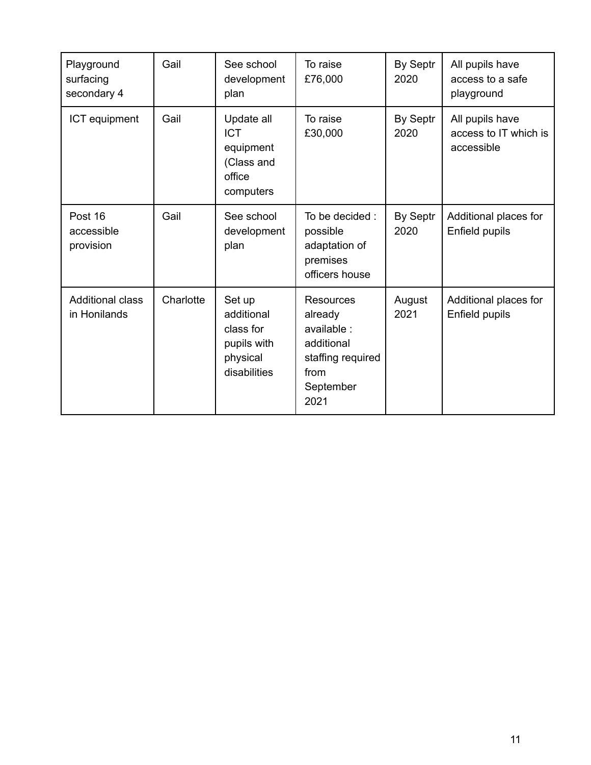| | | | | | |
|---|---|---|---|---|---|
| Playground surfacing secondary 4 | Gail | See school development plan | To raise £76,000 | By Septr 2020 | All pupils have access to a safe playground |
| ICT equipment | Gail | Update all ICT equipment (Class and office computers | To raise £30,000 | By Septr 2020 | All pupils have access to IT which is accessible |
| Post 16 accessible provision | Gail | See school development plan | To be decided : possible adaptation of premises officers house | By Septr 2020 | Additional places for Enfield pupils |
| Additional class in Honilands | Charlotte | Set up additional class for pupils with physical disabilities | Resources already available : additional staffing required from September 2021 | August 2021 | Additional places for Enfield pupils |